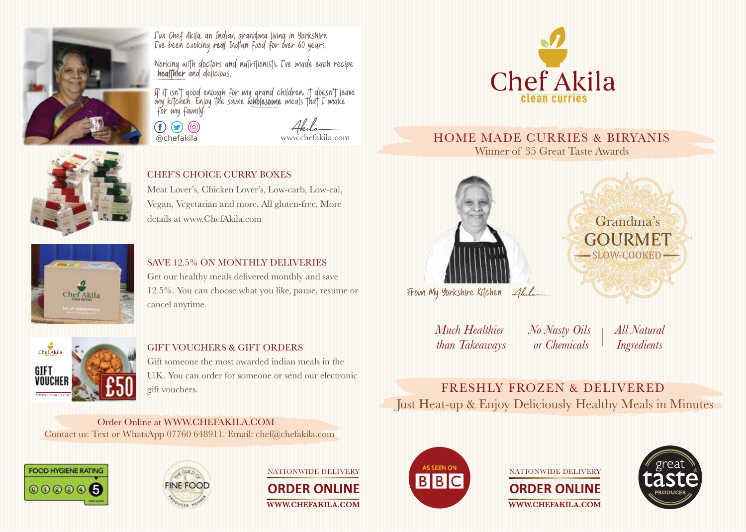I'm Chef Akila, an Indian grandma living in Yorkshire. I've been cooking **real** Indian food for over 60 years.

Working with doctors and nutritionists, I've made each recipe **healthier** and delicious.

If it isn't good enough for my grand children, it doesn't leave my kitchen. Enjoy the same **wholesome** meals that I make for my family.

@chefakila

Akila

www.chefakila.com

## CHEF'S CHOICE CURRY BOXES

Meat Lover's, Chicken Lover's, Low-carb, Low-cal, Vegan, Vegetarian and more. All gluten-free. More details at www.ChefAkila.com

## SAVE 12.5% ON MONTHLY DELIVERIES

Get our healthy meals delivered monthly and save 12.5%. You can choose what you like, pause, resume or cancel anytime.

## GIFT VOUCHERS & GIFT ORDERS

Gift someone the most awarded indian meals in the U.K. You can order for someone or send our electronic gift vouchers.

Order Online at WWW.CHEFAKILA.COM

Contact us: Text or WhatsApp 07760 648911. Email: chef@chefakila.com

FOOD HYGIENE RATING 0 1 2 3 4 5 VERY GOOD

THE GUILD OF FINE FOOD PRODUCER MEMBER

NATIONWIDE DELIVERY

**ORDER ONLINE**

WWW.CHEFAKILA.COM

# Chef Akila

clean curries

## HOME MADE CURRIES & BIRYANIS

Winner of 35 Great Taste Awards

Grandma's GOURMET SLOW-COOKED

From My Yorkshire Kitchen Akila

*Much Healthier than Takeaways* | *No Nasty Oils or Chemicals* | *All Natural Ingredients*

## FRESHLY FROZEN & DELIVERED

Just Heat-up & Enjoy Deliciously Healthy Meals in Minutes

AS SEEN ON BBC

NATIONWIDE DELIVERY

**ORDER ONLINE**

WWW.CHEFAKILA.COM

great taste PRODUCER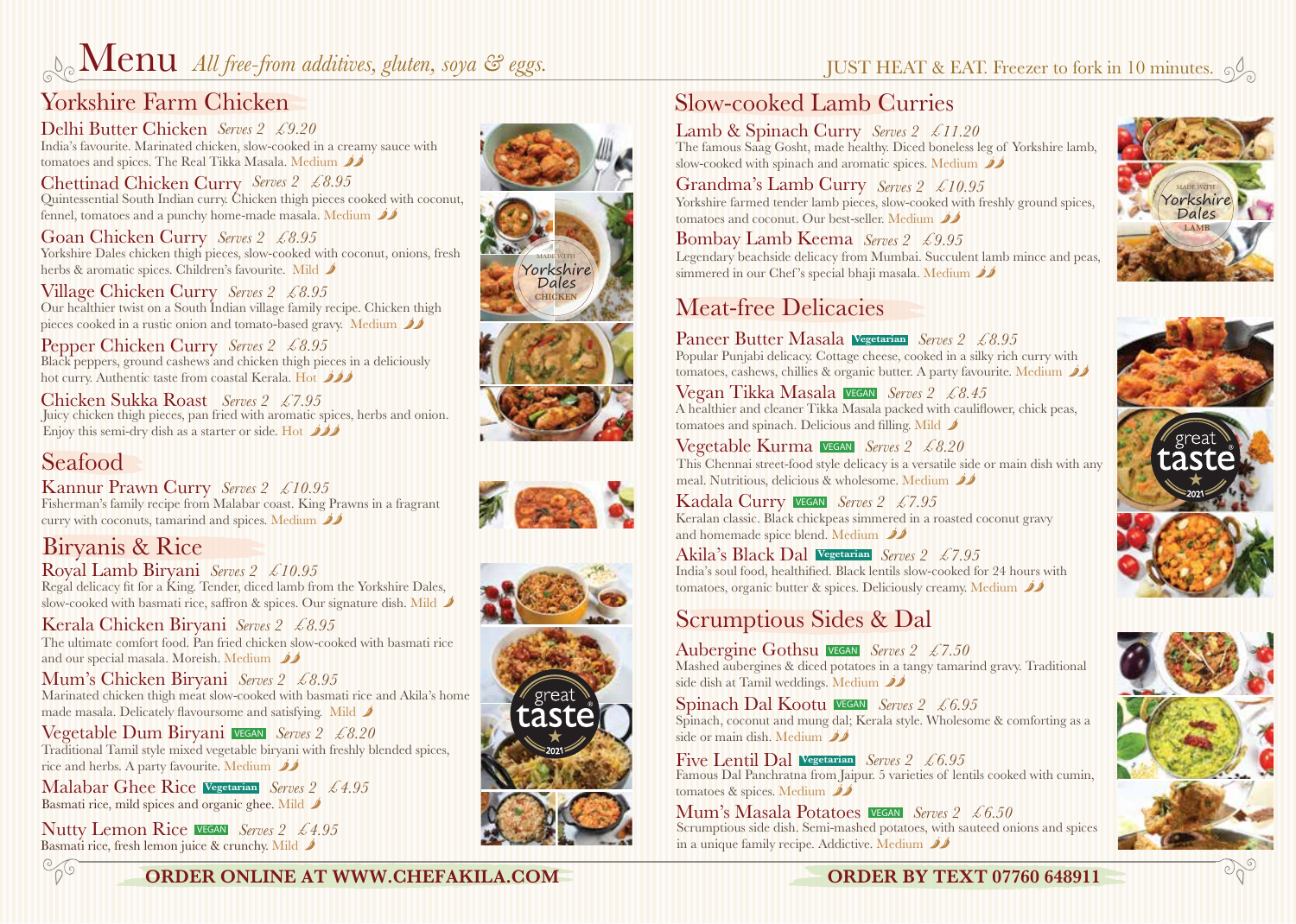# Menu *All free-from additives, gluten, soya & eggs.*

JUST HEAT & EAT. Freezer to fork in 10 minutes.

## Yorkshire Farm Chicken

**Delhi Butter Chicken** *Serves 2 £9.20*
India's favourite. Marinated chicken, slow-cooked in a creamy sauce with tomatoes and spices. The Real Tikka Masala. Medium

**Chettinad Chicken Curry** *Serves 2 £8.95*
Quintessential South Indian curry. Chicken thigh pieces cooked with coconut, fennel, tomatoes and a punchy home-made masala. Medium

**Goan Chicken Curry** *Serves 2 £8.95*
Yorkshire Dales chicken thigh pieces, slow-cooked with coconut, onions, fresh herbs & aromatic spices. Children's favourite. Mild

**Village Chicken Curry** *Serves 2 £8.95*
Our healthier twist on a South Indian village family recipe. Chicken thigh pieces cooked in a rustic onion and tomato-based gravy. Medium

**Pepper Chicken Curry** *Serves 2 £8.95*
Black peppers, ground cashews and chicken thigh pieces in a deliciously hot curry. Authentic taste from coastal Kerala. Hot

**Chicken Sukka Roast** *Serves 2 £7.95*
Juicy chicken thigh pieces, pan fried with aromatic spices, herbs and onion. Enjoy this semi-dry dish as a starter or side. Hot

MADE WITH Yorkshire Dales CHICKEN

## Seafood

**Kannur Prawn Curry** *Serves 2 £10.95*
Fisherman's family recipe from Malabar coast. King Prawns in a fragrant curry with coconuts, tamarind and spices. Medium

## Biryanis & Rice

**Royal Lamb Biryani** *Serves 2 £10.95*
Regal delicacy fit for a King. Tender, diced lamb from the Yorkshire Dales, slow-cooked with basmati rice, saffron & spices. Our signature dish. Mild

**Kerala Chicken Biryani** *Serves 2 £8.95*
The ultimate comfort food. Pan fried chicken slow-cooked with basmati rice and our special masala. Moreish. Medium

**Mum's Chicken Biryani** *Serves 2 £8.95*
Marinated chicken thigh meat slow-cooked with basmati rice and Akila's home made masala. Delicately flavoursome and satisfying. Mild

**Vegetable Dum Biryani** VEGAN *Serves 2 £8.20*
Traditional Tamil style mixed vegetable biryani with freshly blended spices, rice and herbs. A party favourite. Medium

**Malabar Ghee Rice** Vegetarian *Serves 2 £4.95*
Basmati rice, mild spices and organic ghee. Mild

**Nutty Lemon Rice** VEGAN *Serves 2 £4.95*
Basmati rice, fresh lemon juice & crunchy. Mild

great taste 2021

## Slow-cooked Lamb Curries

**Lamb & Spinach Curry** *Serves 2 £11.20*
The famous Saag Gosht, made healthy. Diced boneless leg of Yorkshire lamb, slow-cooked with spinach and aromatic spices. Medium

**Grandma's Lamb Curry** *Serves 2 £10.95*
Yorkshire farmed tender lamb pieces, slow-cooked with freshly ground spices, tomatoes and coconut. Our best-seller. Medium

**Bombay Lamb Keema** *Serves 2 £9.95*
Legendary beachside delicacy from Mumbai. Succulent lamb mince and peas, simmered in our Chef's special bhaji masala. Medium

MADE WITH Yorkshire Dales LAMB

## Meat-free Delicacies

**Paneer Butter Masala** Vegetarian *Serves 2 £8.95*
Popular Punjabi delicacy. Cottage cheese, cooked in a silky rich curry with tomatoes, cashews, chillies & organic butter. A party favourite. Medium

**Vegan Tikka Masala** VEGAN *Serves 2 £8.45*
A healthier and cleaner Tikka Masala packed with cauliflower, chick peas, tomatoes and spinach. Delicious and filling. Mild

**Vegetable Kurma** VEGAN *Serves 2 £8.20*
This Chennai street-food style delicacy is a versatile side or main dish with any meal. Nutritious, delicious & wholesome. Medium

**Kadala Curry** VEGAN *Serves 2 £7.95*
Keralan classic. Black chickpeas simmered in a roasted coconut gravy and homemade spice blend. Medium

**Akila's Black Dal** Vegetarian *Serves 2 £7.95*
India's soul food, healthified. Black lentils slow-cooked for 24 hours with tomatoes, organic butter & spices. Deliciously creamy. Medium

great taste 2021

## Scrumptious Sides & Dal

**Aubergine Gothsu** VEGAN *Serves 2 £7.50*
Mashed aubergines & diced potatoes in a tangy tamarind gravy. Traditional side dish at Tamil weddings. Medium

**Spinach Dal Kootu** VEGAN *Serves 2 £6.95*
Spinach, coconut and mung dal; Kerala style. Wholesome & comforting as a side or main dish. Medium

**Five Lentil Dal** Vegetarian *Serves 2 £6.95*
Famous Dal Panchratna from Jaipur. 5 varieties of lentils cooked with cumin, tomatoes & spices. Medium

**Mum's Masala Potatoes** VEGAN *Serves 2 £6.50*
Scrumptious side dish. Semi-mashed potatoes, with sauteed onions and spices in a unique family recipe. Addictive. Medium

**ORDER ONLINE AT WWW.CHEFAKILA.COM** **ORDER BY TEXT 07760 648911**